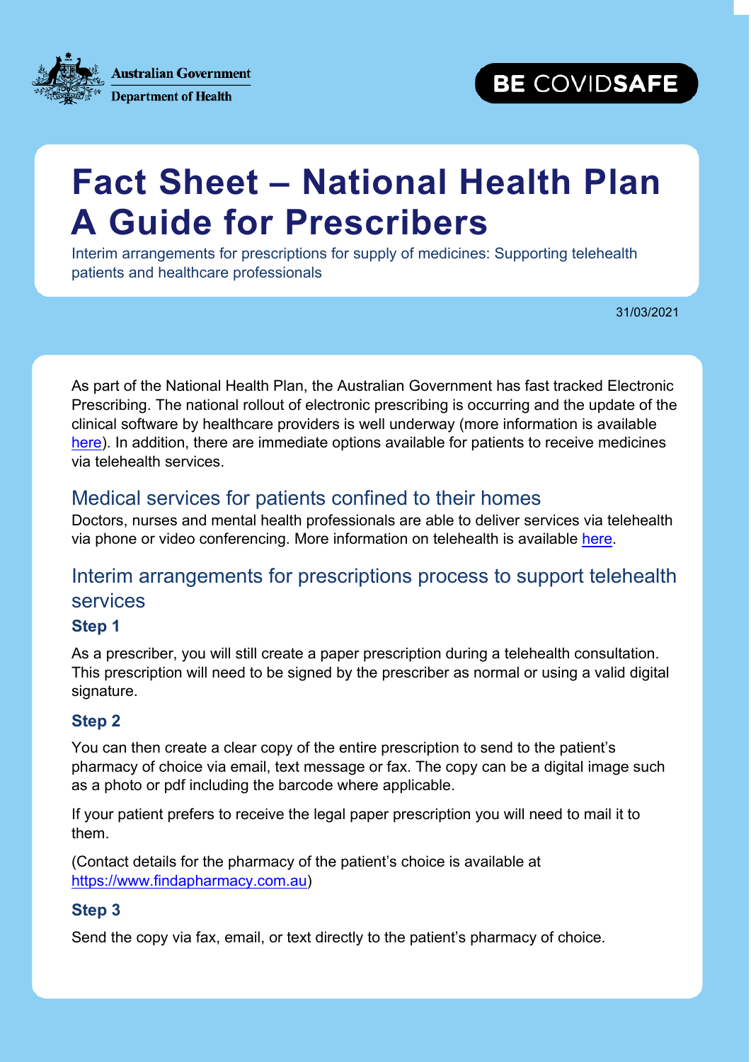Australian Government
Department of Health

BE COVIDSAFE

# Fact Sheet – National Health Plan A Guide for Prescribers

Interim arrangements for prescriptions for supply of medicines: Supporting telehealth patients and healthcare professionals

31/03/2021

As part of the National Health Plan, the Australian Government has fast tracked Electronic Prescribing. The national rollout of electronic prescribing is occurring and the update of the clinical software by healthcare providers is well underway (more information is available here). In addition, there are immediate options available for patients to receive medicines via telehealth services.

## Medical services for patients confined to their homes

Doctors, nurses and mental health professionals are able to deliver services via telehealth via phone or video conferencing. More information on telehealth is available here.

## Interim arrangements for prescriptions process to support telehealth services

### Step 1

As a prescriber, you will still create a paper prescription during a telehealth consultation. This prescription will need to be signed by the prescriber as normal or using a valid digital signature.

### Step 2

You can then create a clear copy of the entire prescription to send to the patient's pharmacy of choice via email, text message or fax. The copy can be a digital image such as a photo or pdf including the barcode where applicable.

If your patient prefers to receive the legal paper prescription you will need to mail it to them.

(Contact details for the pharmacy of the patient's choice is available at https://www.findapharmacy.com.au)

### Step 3

Send the copy via fax, email, or text directly to the patient's pharmacy of choice.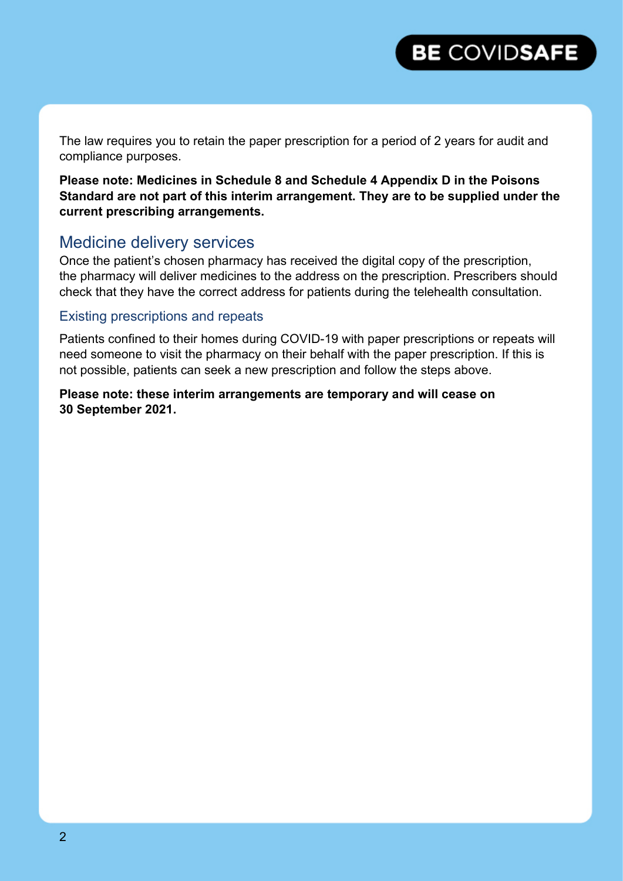The law requires you to retain the paper prescription for a period of 2 years for audit and compliance purposes.

**Please note: Medicines in Schedule 8 and Schedule 4 Appendix D in the Poisons Standard are not part of this interim arrangement. They are to be supplied under the current prescribing arrangements.**

## Medicine delivery services

Once the patient's chosen pharmacy has received the digital copy of the prescription, the pharmacy will deliver medicines to the address on the prescription. Prescribers should check that they have the correct address for patients during the telehealth consultation.

### Existing prescriptions and repeats

Patients confined to their homes during COVID-19 with paper prescriptions or repeats will need someone to visit the pharmacy on their behalf with the paper prescription. If this is not possible, patients can seek a new prescription and follow the steps above.

**Please note: these interim arrangements are temporary and will cease on 30 September 2021.**